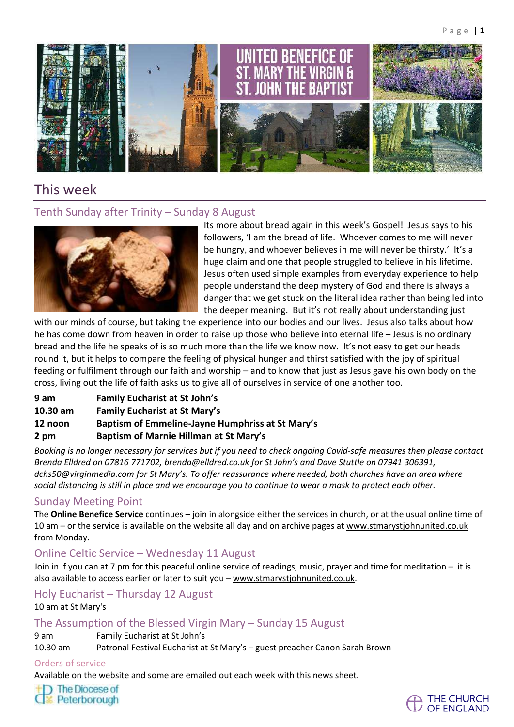UNITED BENEFICE OF ST. MARY THE VIRGIN & ST. JOHN THE BAPTIST

# This week

## Tenth Sunday after Trinity – Sunday 8 August

Its more about bread again in this week's Gospel! Jesus says to his followers, 'I am the bread of life. Whoever comes to me will never be hungry, and whoever believes in me will never be thirsty.' It's a huge claim and one that people struggled to believe in his lifetime. Jesus often used simple examples from everyday experience to help people understand the deep mystery of God and there is always a danger that we get stuck on the literal idea rather than being led into the deeper meaning. But it's not really about understanding just with our minds of course, but taking the experience into our bodies and our lives. Jesus also talks about how he has come down from heaven in order to raise up those who believe into eternal life – Jesus is no ordinary bread and the life he speaks of is so much more than the life we know now. It's not easy to get our heads round it, but it helps to compare the feeling of physical hunger and thirst satisfied with the joy of spiritual feeding or fulfilment through our faith and worship – and to know that just as Jesus gave his own body on the cross, living out the life of faith asks us to give all of ourselves in service of one another too.

| | |
|---|---|
| **9 am** | **Family Eucharist at St John's** |
| **10.30 am** | **Family Eucharist at St Mary's** |
| **12 noon** | **Baptism of Emmeline-Jayne Humphriss at St Mary's** |
| **2 pm** | **Baptism of Marnie Hillman at St Mary's** |

*Booking is no longer necessary for services but if you need to check ongoing Covid-safe measures then please contact Brenda Elldred on 07816 771702, brenda@elldred.co.uk for St John's and Dave Stuttle on 07941 306391, dchs50@virginmedia.com for St Mary's. To offer reassurance where needed, both churches have an area where social distancing is still in place and we encourage you to continue to wear a mask to protect each other.*

## Sunday Meeting Point

The **Online Benefice Service** continues – join in alongside either the services in church, or at the usual online time of 10 am – or the service is available on the website all day and on archive pages at www.stmarystjohnunited.co.uk from Monday.

## Online Celtic Service – Wednesday 11 August

Join in if you can at 7 pm for this peaceful online service of readings, music, prayer and time for meditation – it is also available to access earlier or later to suit you – www.stmarystjohnunited.co.uk.

## Holy Eucharist – Thursday 12 August

10 am at St Mary's

## The Assumption of the Blessed Virgin Mary – Sunday 15 August

| | |
|---|---|
| 9 am | Family Eucharist at St John's |
| 10.30 am | Patronal Festival Eucharist at St Mary's – guest preacher Canon Sarah Brown |

### Orders of service

Available on the website and some are emailed out each week with this news sheet.

The Diocese of Peterborough

THE CHURCH OF ENGLAND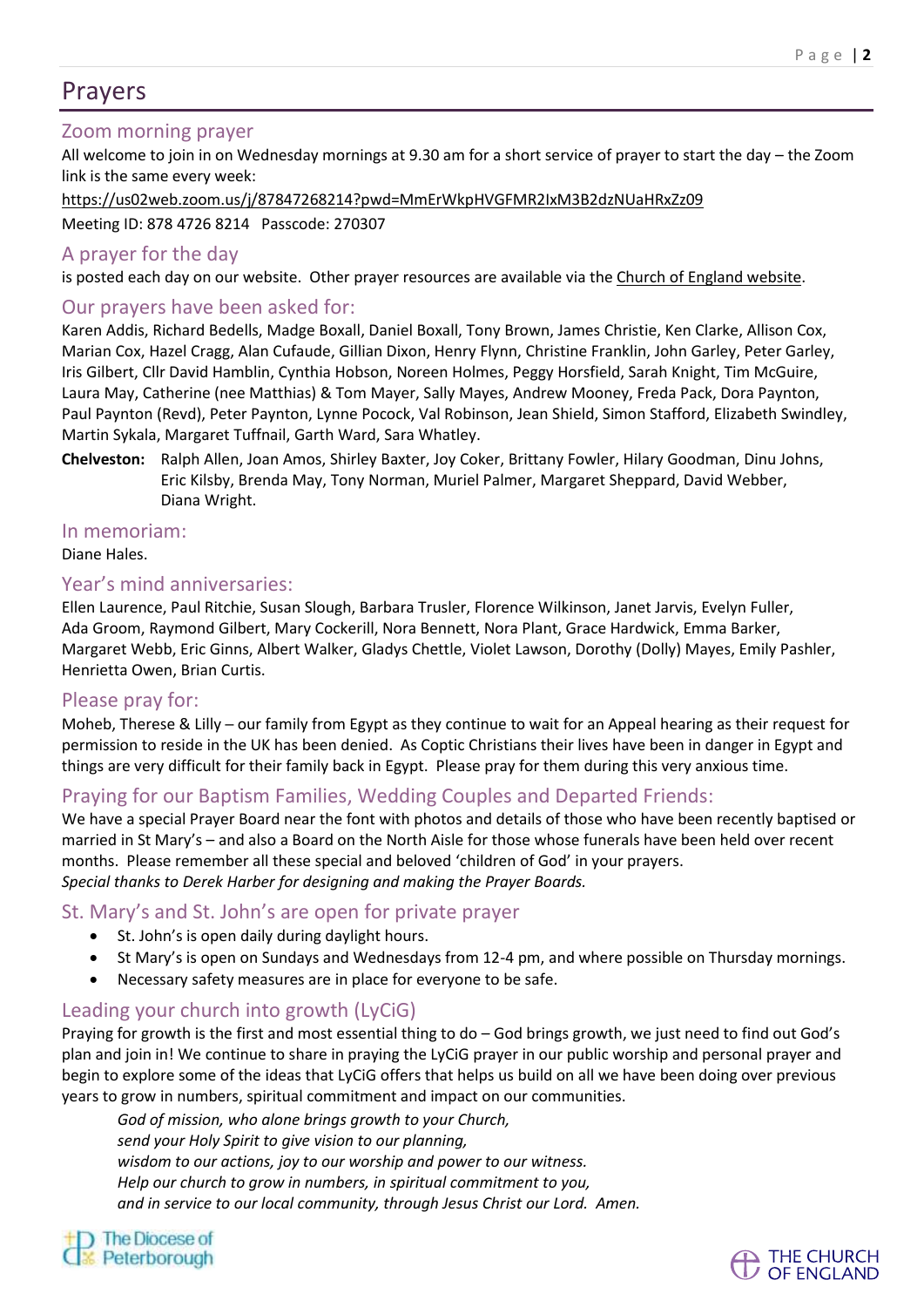# Prayers

## Zoom morning prayer

All welcome to join in on Wednesday mornings at 9.30 am for a short service of prayer to start the day – the Zoom link is the same every week:

https://us02web.zoom.us/j/87847268214?pwd=MmErWkpHVGFMR2IxM3B2dzNUaHRxZz09

Meeting ID: 878 4726 8214   Passcode: 270307

## A prayer for the day

is posted each day on our website. Other prayer resources are available via the Church of England website.

## Our prayers have been asked for:

Karen Addis, Richard Bedells, Madge Boxall, Daniel Boxall, Tony Brown, James Christie, Ken Clarke, Allison Cox, Marian Cox, Hazel Cragg, Alan Cufaude, Gillian Dixon, Henry Flynn, Christine Franklin, John Garley, Peter Garley, Iris Gilbert, Cllr David Hamblin, Cynthia Hobson, Noreen Holmes, Peggy Horsfield, Sarah Knight, Tim McGuire, Laura May, Catherine (nee Matthias) & Tom Mayer, Sally Mayes, Andrew Mooney, Freda Pack, Dora Paynton, Paul Paynton (Revd), Peter Paynton, Lynne Pocock, Val Robinson, Jean Shield, Simon Stafford, Elizabeth Swindley, Martin Sykala, Margaret Tuffnail, Garth Ward, Sara Whatley.

**Chelveston:** Ralph Allen, Joan Amos, Shirley Baxter, Joy Coker, Brittany Fowler, Hilary Goodman, Dinu Johns, Eric Kilsby, Brenda May, Tony Norman, Muriel Palmer, Margaret Sheppard, David Webber, Diana Wright.

## In memoriam:

Diane Hales.

## Year's mind anniversaries:

Ellen Laurence, Paul Ritchie, Susan Slough, Barbara Trusler, Florence Wilkinson, Janet Jarvis, Evelyn Fuller, Ada Groom, Raymond Gilbert, Mary Cockerill, Nora Bennett, Nora Plant, Grace Hardwick, Emma Barker, Margaret Webb, Eric Ginns, Albert Walker, Gladys Chettle, Violet Lawson, Dorothy (Dolly) Mayes, Emily Pashler, Henrietta Owen, Brian Curtis.

## Please pray for:

Moheb, Therese & Lilly – our family from Egypt as they continue to wait for an Appeal hearing as their request for permission to reside in the UK has been denied. As Coptic Christians their lives have been in danger in Egypt and things are very difficult for their family back in Egypt. Please pray for them during this very anxious time.

## Praying for our Baptism Families, Wedding Couples and Departed Friends:

We have a special Prayer Board near the font with photos and details of those who have been recently baptised or married in St Mary's – and also a Board on the North Aisle for those whose funerals have been held over recent months. Please remember all these special and beloved 'children of God' in your prayers.
*Special thanks to Derek Harber for designing and making the Prayer Boards.*

## St. Mary's and St. John's are open for private prayer

- St. John's is open daily during daylight hours.
- St Mary's is open on Sundays and Wednesdays from 12-4 pm, and where possible on Thursday mornings.
- Necessary safety measures are in place for everyone to be safe.

## Leading your church into growth (LyCiG)

Praying for growth is the first and most essential thing to do – God brings growth, we just need to find out God's plan and join in! We continue to share in praying the LyCiG prayer in our public worship and personal prayer and begin to explore some of the ideas that LyCiG offers that helps us build on all we have been doing over previous years to grow in numbers, spiritual commitment and impact on our communities.

*God of mission, who alone brings growth to your Church,*
*send your Holy Spirit to give vision to our planning,*
*wisdom to our actions, joy to our worship and power to our witness.*
*Help our church to grow in numbers, in spiritual commitment to you,*
*and in service to our local community, through Jesus Christ our Lord. Amen.*

The Diocese of Peterborough

THE CHURCH OF ENGLAND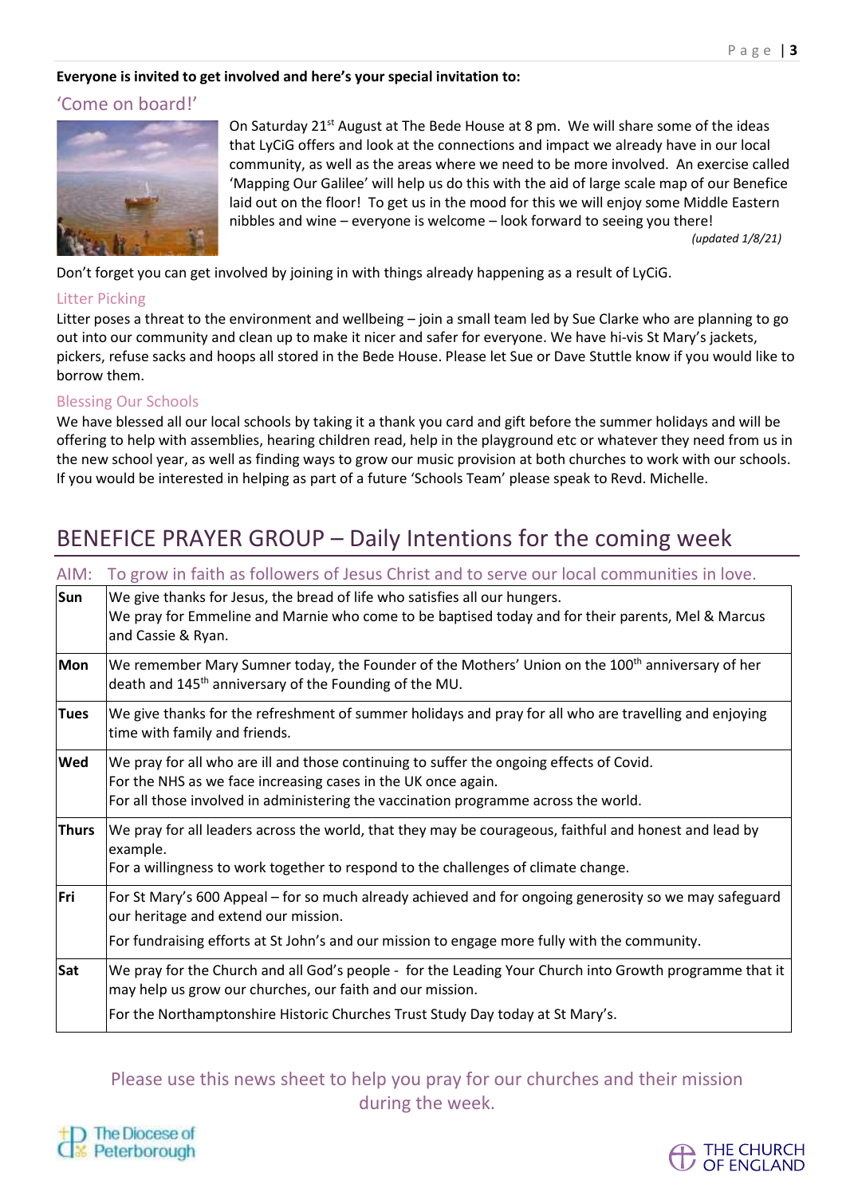**Everyone is invited to get involved and here's your special invitation to:**

## 'Come on board!'

On Saturday 21st August at The Bede House at 8 pm. We will share some of the ideas that LyCiG offers and look at the connections and impact we already have in our local community, as well as the areas where we need to be more involved. An exercise called 'Mapping Our Galilee' will help us do this with the aid of large scale map of our Benefice laid out on the floor! To get us in the mood for this we will enjoy some Middle Eastern nibbles and wine – everyone is welcome – look forward to seeing you there!

*(updated 1/8/21)*

Don't forget you can get involved by joining in with things already happening as a result of LyCiG.

### Litter Picking

Litter poses a threat to the environment and wellbeing – join a small team led by Sue Clarke who are planning to go out into our community and clean up to make it nicer and safer for everyone. We have hi-vis St Mary's jackets, pickers, refuse sacks and hoops all stored in the Bede House. Please let Sue or Dave Stuttle know if you would like to borrow them.

### Blessing Our Schools

We have blessed all our local schools by taking it a thank you card and gift before the summer holidays and will be offering to help with assemblies, hearing children read, help in the playground etc or whatever they need from us in the new school year, as well as finding ways to grow our music provision at both churches to work with our schools. If you would be interested in helping as part of a future 'Schools Team' please speak to Revd. Michelle.

# BENEFICE PRAYER GROUP – Daily Intentions for the coming week

AIM: To grow in faith as followers of Jesus Christ and to serve our local communities in love.

| | |
|---|---|
| **Sun** | We give thanks for Jesus, the bread of life who satisfies all our hungers.<br>We pray for Emmeline and Marnie who come to be baptised today and for their parents, Mel & Marcus and Cassie & Ryan. |
| **Mon** | We remember Mary Sumner today, the Founder of the Mothers' Union on the 100th anniversary of her death and 145th anniversary of the Founding of the MU. |
| **Tues** | We give thanks for the refreshment of summer holidays and pray for all who are travelling and enjoying time with family and friends. |
| **Wed** | We pray for all who are ill and those continuing to suffer the ongoing effects of Covid.<br>For the NHS as we face increasing cases in the UK once again.<br>For all those involved in administering the vaccination programme across the world. |
| **Thurs** | We pray for all leaders across the world, that they may be courageous, faithful and honest and lead by example.<br>For a willingness to work together to respond to the challenges of climate change. |
| **Fri** | For St Mary's 600 Appeal – for so much already achieved and for ongoing generosity so we may safeguard our heritage and extend our mission.<br>For fundraising efforts at St John's and our mission to engage more fully with the community. |
| **Sat** | We pray for the Church and all God's people - for the Leading Your Church into Growth programme that it may help us grow our churches, our faith and our mission.<br>For the Northamptonshire Historic Churches Trust Study Day today at St Mary's. |

Please use this news sheet to help you pray for our churches and their mission during the week.

The Diocese of Peterborough

THE CHURCH OF ENGLAND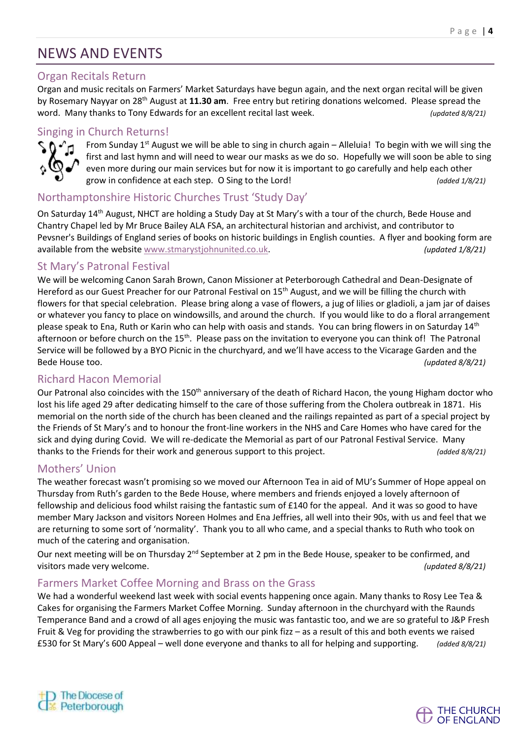# NEWS AND EVENTS

## Organ Recitals Return

Organ and music recitals on Farmers' Market Saturdays have begun again, and the next organ recital will be given by Rosemary Nayyar on 28th August at **11.30 am**. Free entry but retiring donations welcomed. Please spread the word. Many thanks to Tony Edwards for an excellent recital last week. *(updated 8/8/21)*

## Singing in Church Returns!

From Sunday 1st August we will be able to sing in church again – Alleluia! To begin with we will sing the first and last hymn and will need to wear our masks as we do so. Hopefully we will soon be able to sing even more during our main services but for now it is important to go carefully and help each other grow in confidence at each step. O Sing to the Lord! *(added 1/8/21)*

## Northamptonshire Historic Churches Trust 'Study Day'

On Saturday 14th August, NHCT are holding a Study Day at St Mary's with a tour of the church, Bede House and Chantry Chapel led by Mr Bruce Bailey ALA FSA, an architectural historian and archivist, and contributor to Pevsner's Buildings of England series of books on historic buildings in English counties. A flyer and booking form are available from the website www.stmarystjohnunited.co.uk. *(updated 1/8/21)*

## St Mary's Patronal Festival

We will be welcoming Canon Sarah Brown, Canon Missioner at Peterborough Cathedral and Dean-Designate of Hereford as our Guest Preacher for our Patronal Festival on 15th August, and we will be filling the church with flowers for that special celebration. Please bring along a vase of flowers, a jug of lilies or gladioli, a jam jar of daises or whatever you fancy to place on windowsills, and around the church. If you would like to do a floral arrangement please speak to Ena, Ruth or Karin who can help with oasis and stands. You can bring flowers in on Saturday 14th afternoon or before church on the 15th. Please pass on the invitation to everyone you can think of! The Patronal Service will be followed by a BYO Picnic in the churchyard, and we'll have access to the Vicarage Garden and the Bede House too. *(updated 8/8/21)*

## Richard Hacon Memorial

Our Patronal also coincides with the 150th anniversary of the death of Richard Hacon, the young Higham doctor who lost his life aged 29 after dedicating himself to the care of those suffering from the Cholera outbreak in 1871. His memorial on the north side of the church has been cleaned and the railings repainted as part of a special project by the Friends of St Mary's and to honour the front-line workers in the NHS and Care Homes who have cared for the sick and dying during Covid. We will re-dedicate the Memorial as part of our Patronal Festival Service. Many thanks to the Friends for their work and generous support to this project. *(added 8/8/21)*

## Mothers' Union

The weather forecast wasn't promising so we moved our Afternoon Tea in aid of MU's Summer of Hope appeal on Thursday from Ruth's garden to the Bede House, where members and friends enjoyed a lovely afternoon of fellowship and delicious food whilst raising the fantastic sum of £140 for the appeal. And it was so good to have member Mary Jackson and visitors Noreen Holmes and Ena Jeffries, all well into their 90s, with us and feel that we are returning to some sort of 'normality'. Thank you to all who came, and a special thanks to Ruth who took on much of the catering and organisation.

Our next meeting will be on Thursday 2nd September at 2 pm in the Bede House, speaker to be confirmed, and visitors made very welcome. *(updated 8/8/21)*

## Farmers Market Coffee Morning and Brass on the Grass

We had a wonderful weekend last week with social events happening once again. Many thanks to Rosy Lee Tea & Cakes for organising the Farmers Market Coffee Morning. Sunday afternoon in the churchyard with the Raunds Temperance Band and a crowd of all ages enjoying the music was fantastic too, and we are so grateful to J&P Fresh Fruit & Veg for providing the strawberries to go with our pink fizz – as a result of this and both events we raised £530 for St Mary's 600 Appeal – well done everyone and thanks to all for helping and supporting. *(added 8/8/21)*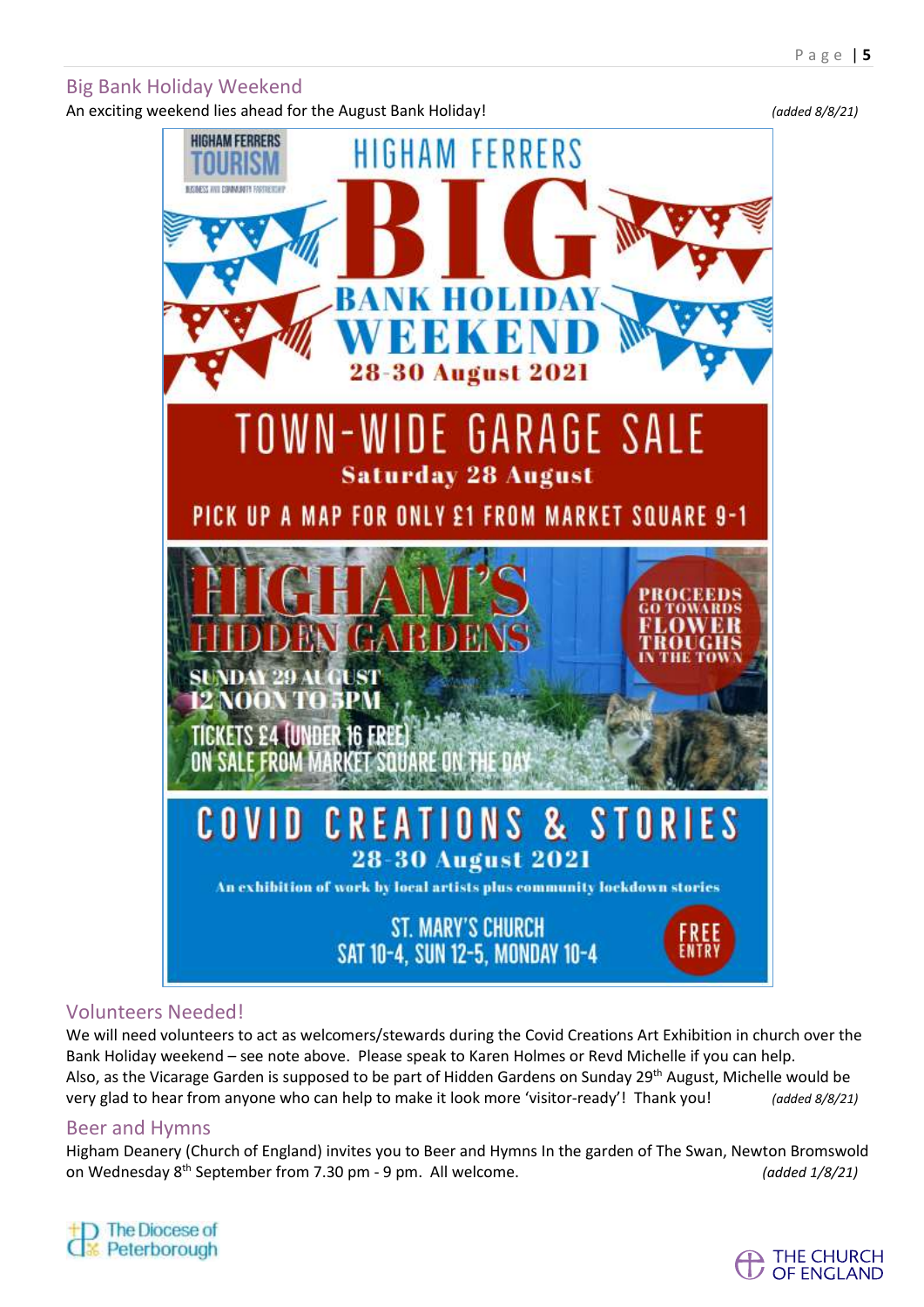## Big Bank Holiday Weekend

An exciting weekend lies ahead for the August Bank Holiday! *(added 8/8/21)*

HIGHAM FERRERS TOURISM
BUSINESS AND COMMUNITY PARTNERSHIP

# HIGHAM FERRERS BIG BANK HOLIDAY WEEKEND

**28-30 August 2021**

## TOWN-WIDE GARAGE SALE

**Saturday 28 August**

PICK UP A MAP FOR ONLY £1 FROM MARKET SQUARE 9-1

## HIGHAM'S HIDDEN GARDENS

SUNDAY 29 AUGUST
12 NOON TO 5PM

TICKETS £4 (UNDER 16 FREE)
ON SALE FROM MARKET SQUARE ON THE DAY

PROCEEDS GO TOWARDS FLOWER TROUGHS IN THE TOWN

## COVID CREATIONS & STORIES

**28-30 August 2021**

An exhibition of work by local artists plus community lockdown stories

ST. MARY'S CHURCH
SAT 10-4, SUN 12-5, MONDAY 10-4

FREE ENTRY

## Volunteers Needed!

We will need volunteers to act as welcomers/stewards during the Covid Creations Art Exhibition in church over the Bank Holiday weekend – see note above. Please speak to Karen Holmes or Revd Michelle if you can help.
Also, as the Vicarage Garden is supposed to be part of Hidden Gardens on Sunday 29th August, Michelle would be very glad to hear from anyone who can help to make it look more 'visitor-ready'! Thank you! *(added 8/8/21)*

## Beer and Hymns

Higham Deanery (Church of England) invites you to Beer and Hymns In the garden of The Swan, Newton Bromswold on Wednesday 8th September from 7.30 pm - 9 pm. All welcome. *(added 1/8/21)*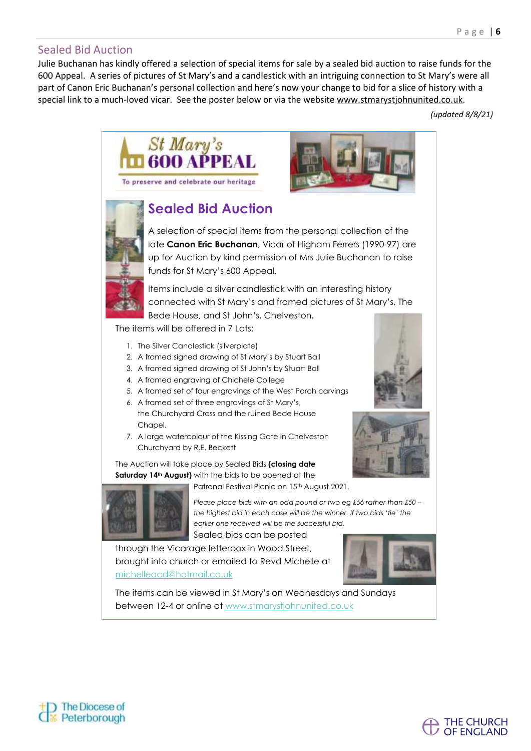## Sealed Bid Auction

Julie Buchanan has kindly offered a selection of special items for sale by a sealed bid auction to raise funds for the 600 Appeal. A series of pictures of St Mary's and a candlestick with an intriguing connection to St Mary's were all part of Canon Eric Buchanan's personal collection and here's now your change to bid for a slice of history with a special link to a much-loved vicar. See the poster below or via the website www.stmarystjohnunited.co.uk.

*(updated 8/8/21)*

**St Mary's 600 APPEAL**

To preserve and celebrate our heritage

### Sealed Bid Auction

A selection of special items from the personal collection of the late **Canon Eric Buchanan**, Vicar of Higham Ferrers (1990-97) are up for Auction by kind permission of Mrs Julie Buchanan to raise funds for St Mary's 600 Appeal.

Items include a silver candlestick with an interesting history connected with St Mary's and framed pictures of St Mary's, The Bede House, and St John's, Chelveston.

The items will be offered in 7 Lots:

1. The Silver Candlestick (silverplate)
2. A framed signed drawing of St Mary's by Stuart Ball
3. A framed signed drawing of St John's by Stuart Ball
4. A framed engraving of Chichele College
5. A framed set of four engravings of the West Porch carvings
6. A framed set of three engravings of St Mary's, the Churchyard Cross and the ruined Bede House Chapel.
7. A large watercolour of the Kissing Gate in Chelveston Churchyard by R.E. Beckett

The Auction will take place by Sealed Bids **(closing date Saturday 14th August)** with the bids to be opened at the Patronal Festival Picnic on 15th August 2021.

*Please place bids with an odd pound or two eg £56 rather than £50 – the highest bid in each case will be the winner. If two bids 'tie' the earlier one received will be the successful bid.*

Sealed bids can be posted through the Vicarage letterbox in Wood Street, brought into church or emailed to Revd Michelle at michelleacd@hotmail.co.uk

The items can be viewed in St Mary's on Wednesdays and Sundays between 12-4 or online at www.stmarystjohnunited.co.uk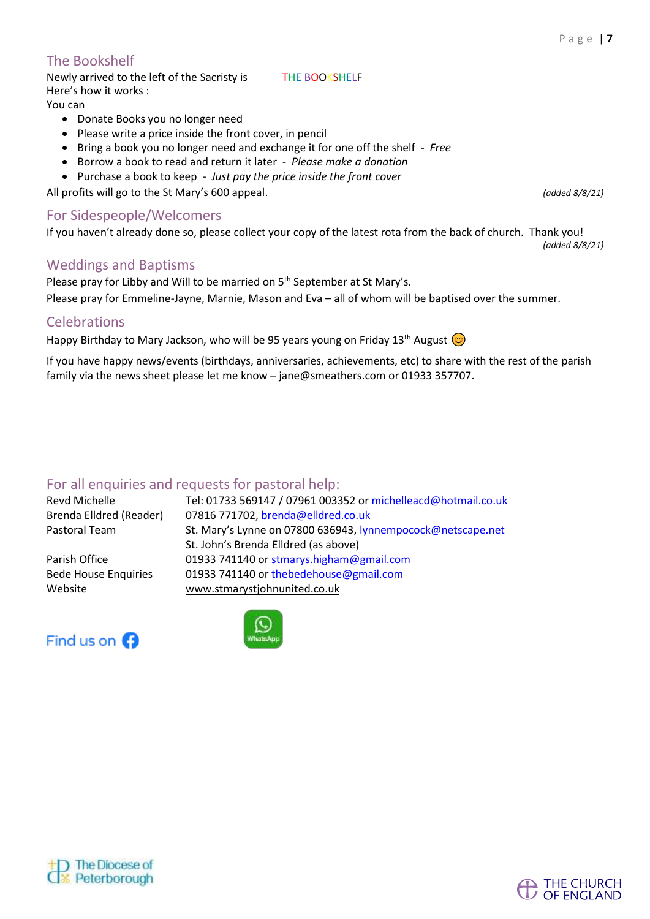## The Bookshelf

Newly arrived to the left of the Sacristy is THE BOOKSHELF

Here's how it works :

You can

- Donate Books you no longer need
- Please write a price inside the front cover, in pencil
- Bring a book you no longer need and exchange it for one off the shelf - *Free*
- Borrow a book to read and return it later - *Please make a donation*
- Purchase a book to keep - *Just pay the price inside the front cover*

All profits will go to the St Mary's 600 appeal.

*(added 8/8/21)*

## For Sidespeople/Welcomers

If you haven't already done so, please collect your copy of the latest rota from the back of church. Thank you!

*(added 8/8/21)*

## Weddings and Baptisms

Please pray for Libby and Will to be married on 5th September at St Mary's.

Please pray for Emmeline-Jayne, Marnie, Mason and Eva – all of whom will be baptised over the summer.

## Celebrations

Happy Birthday to Mary Jackson, who will be 95 years young on Friday 13th August 😊

If you have happy news/events (birthdays, anniversaries, achievements, etc) to share with the rest of the parish family via the news sheet please let me know – jane@smeathers.com or 01933 357707.

## For all enquiries and requests for pastoral help:

| | |
|---|---|
| Revd Michelle | Tel: 01733 569147 / 07961 003352 or michelleacd@hotmail.co.uk |
| Brenda Elldred (Reader) | 07816 771702, brenda@elldred.co.uk |
| Pastoral Team | St. Mary's Lynne on 07800 636943, lynnempocock@netscape.net |
| | St. John's Brenda Elldred (as above) |
| Parish Office | 01933 741140 or stmarys.higham@gmail.com |
| Bede House Enquiries | 01933 741140 or thebedehouse@gmail.com |
| Website | www.stmarystjohnunited.co.uk |

Find us on Facebook

WhatsApp

The Diocese of Peterborough

THE CHURCH OF ENGLAND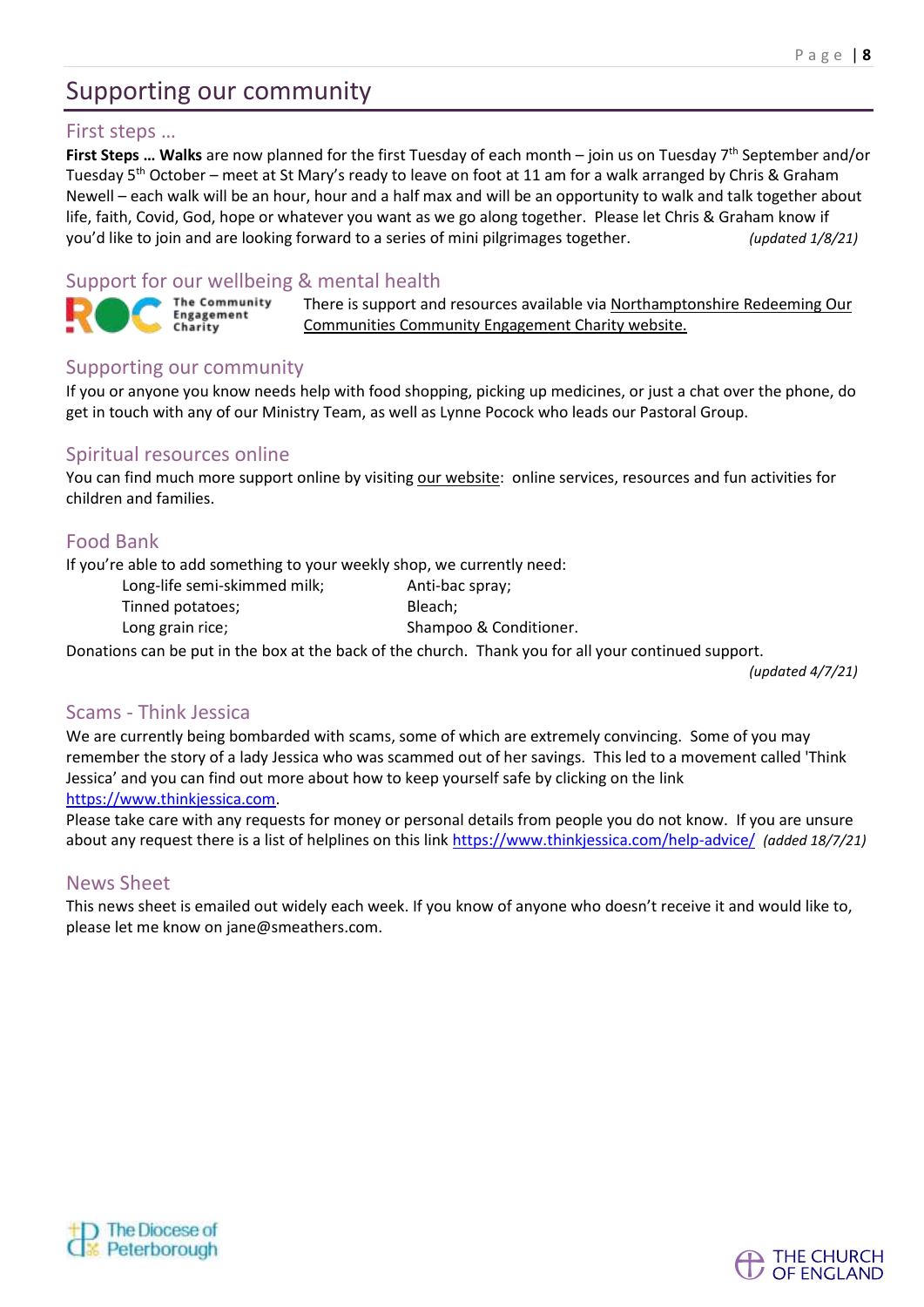# Supporting our community

## First steps …

**First Steps … Walks** are now planned for the first Tuesday of each month – join us on Tuesday 7th September and/or Tuesday 5th October – meet at St Mary's ready to leave on foot at 11 am for a walk arranged by Chris & Graham Newell – each walk will be an hour, hour and a half max and will be an opportunity to walk and talk together about life, faith, Covid, God, hope or whatever you want as we go along together. Please let Chris & Graham know if you'd like to join and are looking forward to a series of mini pilgrimages together. *(updated 1/8/21)*

## Support for our wellbeing & mental health

ROC The Community Engagement Charity

There is support and resources available via Northamptonshire Redeeming Our Communities Community Engagement Charity website.

## Supporting our community

If you or anyone you know needs help with food shopping, picking up medicines, or just a chat over the phone, do get in touch with any of our Ministry Team, as well as Lynne Pocock who leads our Pastoral Group.

## Spiritual resources online

You can find much more support online by visiting our website: online services, resources and fun activities for children and families.

## Food Bank

If you're able to add something to your weekly shop, we currently need:

- Long-life semi-skimmed milk;
- Tinned potatoes;
- Long grain rice;
- Anti-bac spray;
- Bleach;
- Shampoo & Conditioner.

Donations can be put in the box at the back of the church. Thank you for all your continued support.

*(updated 4/7/21)*

## Scams - Think Jessica

We are currently being bombarded with scams, some of which are extremely convincing. Some of you may remember the story of a lady Jessica who was scammed out of her savings. This led to a movement called 'Think Jessica' and you can find out more about how to keep yourself safe by clicking on the link https://www.thinkjessica.com.

Please take care with any requests for money or personal details from people you do not know. If you are unsure about any request there is a list of helplines on this link https://www.thinkjessica.com/help-advice/ *(added 18/7/21)*

## News Sheet

This news sheet is emailed out widely each week. If you know of anyone who doesn't receive it and would like to, please let me know on jane@smeathers.com.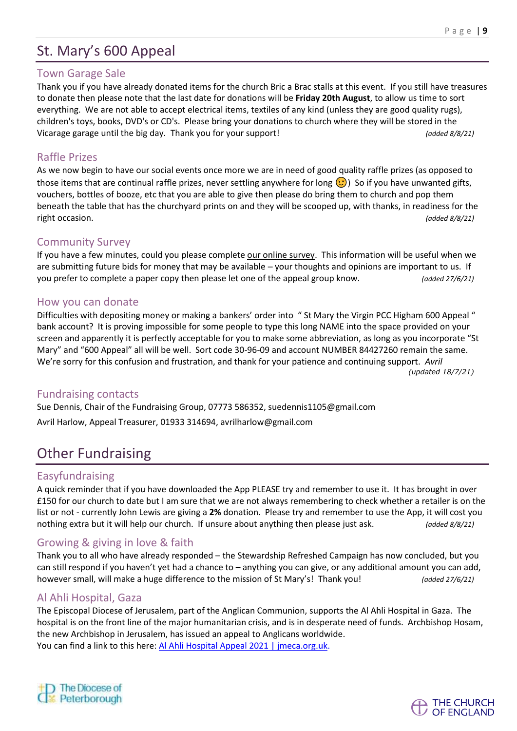# St. Mary's 600 Appeal

## Town Garage Sale

Thank you if you have already donated items for the church Bric a Brac stalls at this event. If you still have treasures to donate then please note that the last date for donations will be **Friday 20th August**, to allow us time to sort everything. We are not able to accept electrical items, textiles of any kind (unless they are good quality rugs), children's toys, books, DVD's or CD's. Please bring your donations to church where they will be stored in the Vicarage garage until the big day. Thank you for your support! *(added 8/8/21)*

## Raffle Prizes

As we now begin to have our social events once more we are in need of good quality raffle prizes (as opposed to those items that are continual raffle prizes, never settling anywhere for long 😉) So if you have unwanted gifts, vouchers, bottles of booze, etc that you are able to give then please do bring them to church and pop them beneath the table that has the churchyard prints on and they will be scooped up, with thanks, in readiness for the right occasion. *(added 8/8/21)*

## Community Survey

If you have a few minutes, could you please complete our online survey. This information will be useful when we are submitting future bids for money that may be available – your thoughts and opinions are important to us. If you prefer to complete a paper copy then please let one of the appeal group know. *(added 27/6/21)*

## How you can donate

Difficulties with depositing money or making a bankers' order into " St Mary the Virgin PCC Higham 600 Appeal " bank account? It is proving impossible for some people to type this long NAME into the space provided on your screen and apparently it is perfectly acceptable for you to make some abbreviation, as long as you incorporate "St Mary" and "600 Appeal" all will be well. Sort code 30-96-09 and account NUMBER 84427260 remain the same. We're sorry for this confusion and frustration, and thank for your patience and continuing support. *Avril*
*(updated 18/7/21)*

## Fundraising contacts

Sue Dennis, Chair of the Fundraising Group, 07773 586352, suedennis1105@gmail.com

Avril Harlow, Appeal Treasurer, 01933 314694, avrilharlow@gmail.com

# Other Fundraising

## Easyfundraising

A quick reminder that if you have downloaded the App PLEASE try and remember to use it. It has brought in over £150 for our church to date but I am sure that we are not always remembering to check whether a retailer is on the list or not - currently John Lewis are giving a **2%** donation. Please try and remember to use the App, it will cost you nothing extra but it will help our church. If unsure about anything then please just ask. *(added 8/8/21)*

## Growing & giving in love & faith

Thank you to all who have already responded – the Stewardship Refreshed Campaign has now concluded, but you can still respond if you haven't yet had a chance to – anything you can give, or any additional amount you can add, however small, will make a huge difference to the mission of St Mary's! Thank you! *(added 27/6/21)*

## Al Ahli Hospital, Gaza

The Episcopal Diocese of Jerusalem, part of the Anglican Communion, supports the Al Ahli Hospital in Gaza. The hospital is on the front line of the major humanitarian crisis, and is in desperate need of funds. Archbishop Hosam, the new Archbishop in Jerusalem, has issued an appeal to Anglicans worldwide.
You can find a link to this here: Al Ahli Hospital Appeal 2021 | jmeca.org.uk.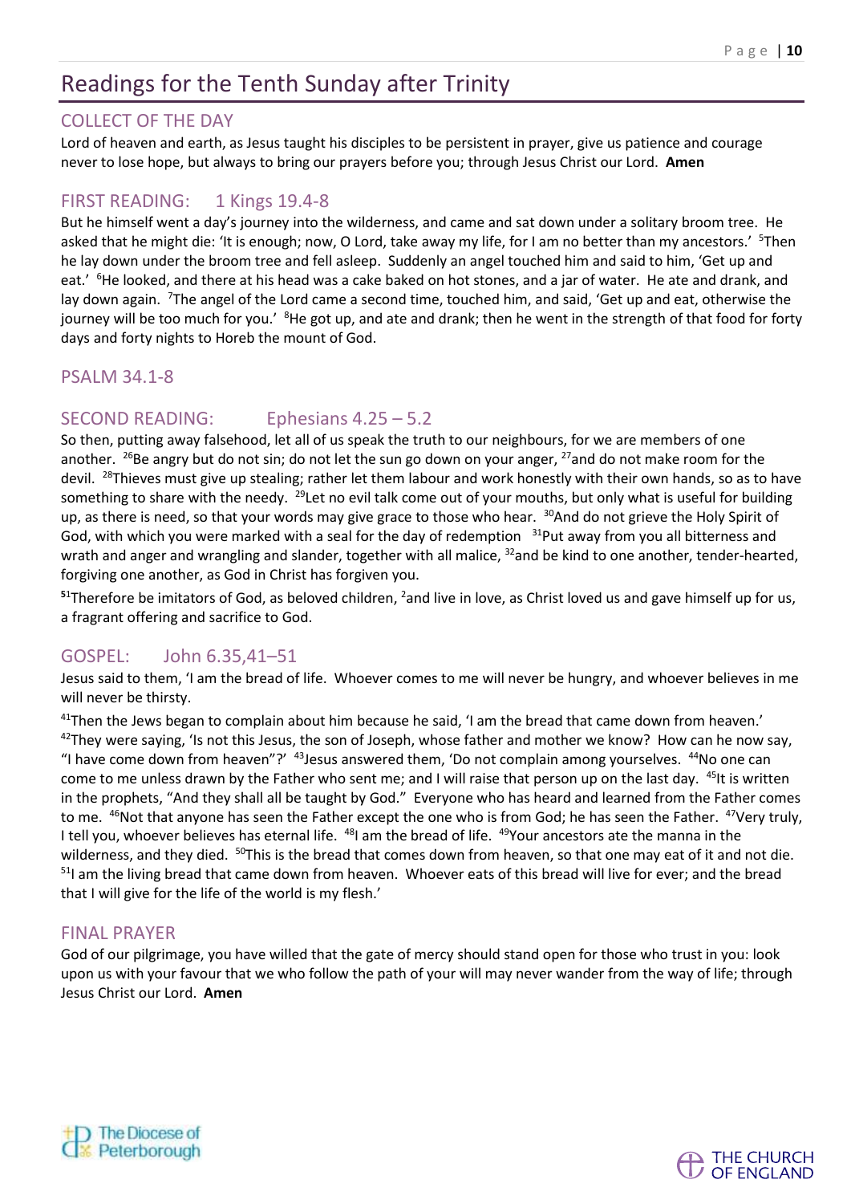# Readings for the Tenth Sunday after Trinity

## COLLECT OF THE DAY

Lord of heaven and earth, as Jesus taught his disciples to be persistent in prayer, give us patience and courage never to lose hope, but always to bring our prayers before you; through Jesus Christ our Lord. **Amen**

## FIRST READING: 1 Kings 19.4-8

But he himself went a day's journey into the wilderness, and came and sat down under a solitary broom tree. He asked that he might die: 'It is enough; now, O Lord, take away my life, for I am no better than my ancestors.' [5]Then he lay down under the broom tree and fell asleep. Suddenly an angel touched him and said to him, 'Get up and eat.' [6]He looked, and there at his head was a cake baked on hot stones, and a jar of water. He ate and drank, and lay down again. [7]The angel of the Lord came a second time, touched him, and said, 'Get up and eat, otherwise the journey will be too much for you.' [8]He got up, and ate and drank; then he went in the strength of that food for forty days and forty nights to Horeb the mount of God.

## PSALM 34.1-8

## SECOND READING: Ephesians 4.25 – 5.2

So then, putting away falsehood, let all of us speak the truth to our neighbours, for we are members of one another. [26]Be angry but do not sin; do not let the sun go down on your anger, [27]and do not make room for the devil. [28]Thieves must give up stealing; rather let them labour and work honestly with their own hands, so as to have something to share with the needy. [29]Let no evil talk come out of your mouths, but only what is useful for building up, as there is need, so that your words may give grace to those who hear. [30]And do not grieve the Holy Spirit of God, with which you were marked with a seal for the day of redemption [31]Put away from you all bitterness and wrath and anger and wrangling and slander, together with all malice, [32]and be kind to one another, tender-hearted, forgiving one another, as God in Christ has forgiven you.

**[5]**[1]Therefore be imitators of God, as beloved children, [2]and live in love, as Christ loved us and gave himself up for us, a fragrant offering and sacrifice to God.

## GOSPEL: John 6.35,41–51

Jesus said to them, 'I am the bread of life. Whoever comes to me will never be hungry, and whoever believes in me will never be thirsty.

[41]Then the Jews began to complain about him because he said, 'I am the bread that came down from heaven.' [42]They were saying, 'Is not this Jesus, the son of Joseph, whose father and mother we know? How can he now say, "I have come down from heaven"?' [43]Jesus answered them, 'Do not complain among yourselves. [44]No one can come to me unless drawn by the Father who sent me; and I will raise that person up on the last day. [45]It is written in the prophets, "And they shall all be taught by God." Everyone who has heard and learned from the Father comes to me. [46]Not that anyone has seen the Father except the one who is from God; he has seen the Father. [47]Very truly, I tell you, whoever believes has eternal life. [48]I am the bread of life. [49]Your ancestors ate the manna in the wilderness, and they died. [50]This is the bread that comes down from heaven, so that one may eat of it and not die. [51]I am the living bread that came down from heaven. Whoever eats of this bread will live for ever; and the bread that I will give for the life of the world is my flesh.'

## FINAL PRAYER

God of our pilgrimage, you have willed that the gate of mercy should stand open for those who trust in you: look upon us with your favour that we who follow the path of your will may never wander from the way of life; through Jesus Christ our Lord. **Amen**